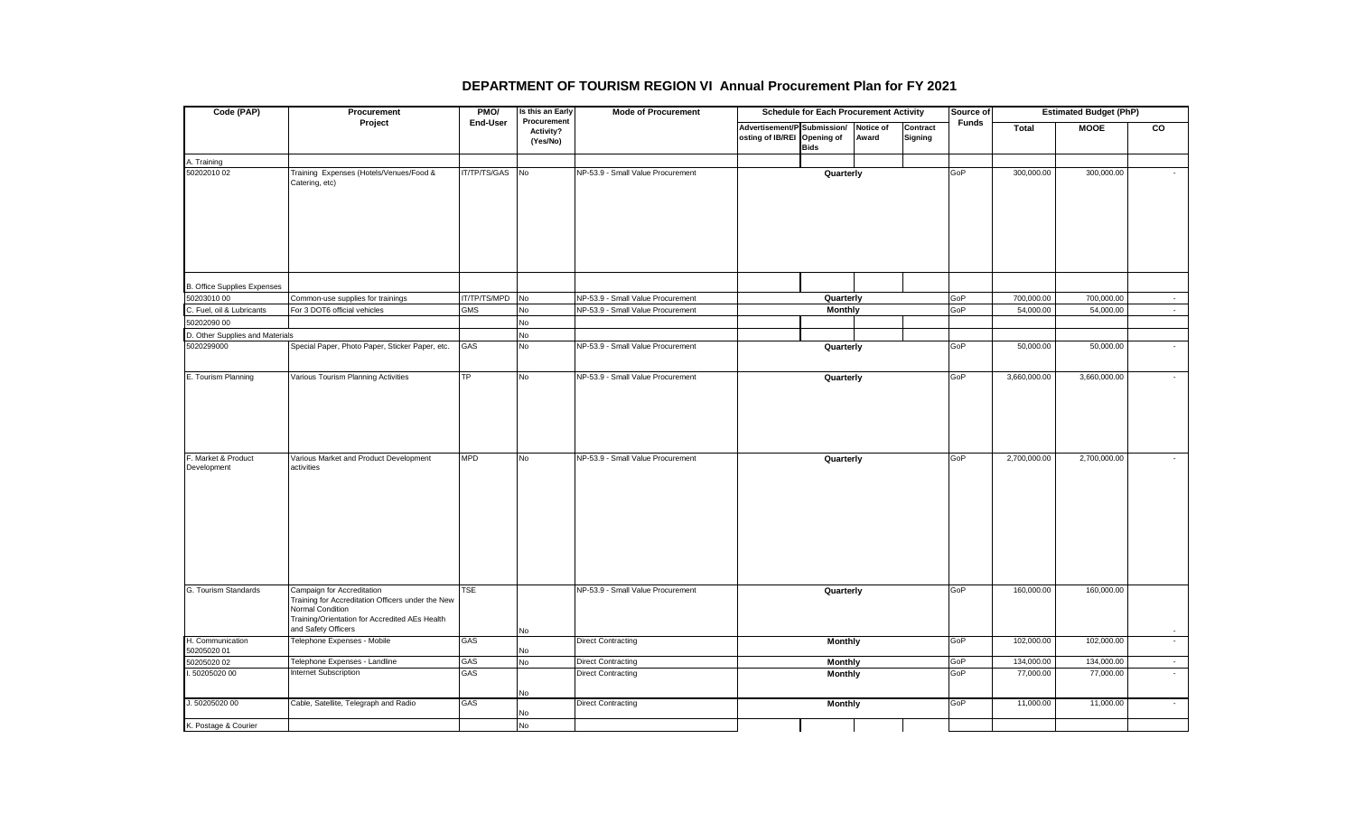# DEPARTMENT OF TOURISM REGION VI Annual Procurement Plan for FY 2021

| Code (PAP) | Procurement Project | PMO/ End-User | Is this an Early Procurement Activity? (Yes/No) | Mode of Procurement | Schedule for Each Procurement Activity | | | | Source of Funds | Estimated Budget (PhP) | | |
|---|---|---|---|---|---|---|---|---|---|---|---|---|
| | | | | | Advertisement/Posting of IB/REI | Submission/ Opening of Bids | Notice of Award | Contract Signing | | Total | MOOE | CO |
| A. Training | | | | | | | | | | | | |
| 50202010 02 | Training Expenses (Hotels/Venues/Food & Catering, etc) | IT/TP/TS/GAS | No | NP-53.9 - Small Value Procurement | Quarterly | | | | GoP | 300,000.00 | 300,000.00 | - |
| B. Office Supplies Expenses | | | | | | | | | | | | |
| 50203010 00 | Common-use supplies for trainings | IT/TP/TS/MPD | No | NP-53.9 - Small Value Procurement | Quarterly | | | | GoP | 700,000.00 | 700,000.00 | - |
| C. Fuel, oil & Lubricants | For 3 DOT6 official vehicles | GMS | No | NP-53.9 - Small Value Procurement | Monthly | | | | GoP | 54,000.00 | 54,000.00 | - |
| 50202090 00 | | | No | | | | | | | | | |
| D. Other Supplies and Materials | | | No | | | | | | | | | |
| 5020299000 | Special Paper, Photo Paper, Sticker Paper, etc. | GAS | No | NP-53.9 - Small Value Procurement | Quarterly | | | | GoP | 50,000.00 | 50,000.00 | - |
| E. Tourism Planning | Various Tourism Planning Activities | TP | No | NP-53.9 - Small Value Procurement | Quarterly | | | | GoP | 3,660,000.00 | 3,660,000.00 | - |
| F. Market & Product Development | Various Market and Product Development activities | MPD | No | NP-53.9 - Small Value Procurement | Quarterly | | | | GoP | 2,700,000.00 | 2,700,000.00 | - |
| G. Tourism Standards | Campaign for Accreditation<br>Training for Accreditation Officers under the New Normal Condition<br>Training/Orientation for Accredited AEs Health and Safety Officers | TSE | No | NP-53.9 - Small Value Procurement | Quarterly | | | | GoP | 160,000.00 | 160,000.00 | - |
| H. Communication 50205020 01 | Telephone Expenses - Mobile | GAS | No | Direct Contracting | Monthly | | | | GoP | 102,000.00 | 102,000.00 | - |
| 50205020 02 | Telephone Expenses - Landline | GAS | No | Direct Contracting | Monthly | | | | GoP | 134,000.00 | 134,000.00 | - |
| I. 50205020 00 | Internet Subscription | GAS | No | Direct Contracting | Monthly | | | | GoP | 77,000.00 | 77,000.00 | - |
| J. 50205020 00 | Cable, Satellite, Telegraph and Radio | GAS | No | Direct Contracting | Monthly | | | | GoP | 11,000.00 | 11,000.00 | - |
| K. Postage & Courier | | | No | | | | | | | | | |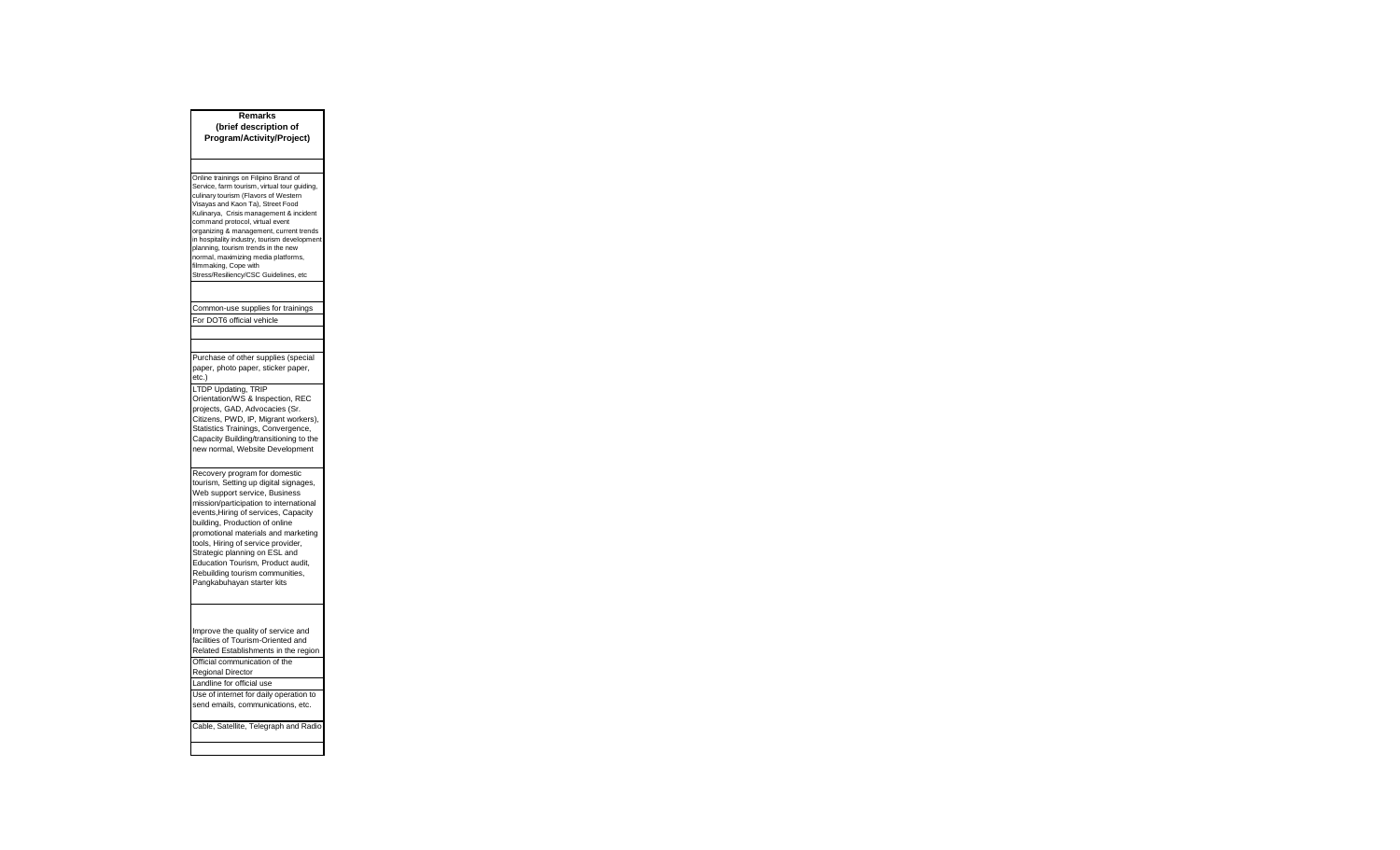| Remarks (brief description of Program/Activity/Project) |
|---|
| |
| Online trainings on Filipino Brand of Service, farm tourism, virtual tour guiding, culinary tourism (Flavors of Western Visayas and Kaon Ta), Street Food Kulinarya, Crisis management & incident command protocol, virtual event organizing & management, current trends in hospitality industry, tourism development planning, tourism trends in the new normal, maximizing media platforms, filmmaking, Cope with Stress/Resiliency/CSC Guidelines, etc |
| |
| Common-use supplies for trainings |
| For DOT6 official vehicle |
| |
| |
| Purchase of other supplies (special paper, photo paper, sticker paper, etc.) |
| LTDP Updating, TRIP Orientation/WS & Inspection, REC projects, GAD, Advocacies (Sr. Citizens, PWD, IP, Migrant workers), Statistics Trainings, Convergence, Capacity Building/transitioning to the new normal, Website Development |
| Recovery program for domestic tourism, Setting up digital signages, Web support service, Business mission/participation to international events,Hiring of services, Capacity building, Production of online promotional materials and marketing tools, Hiring of service provider, Strategic planning on ESL and Education Tourism, Product audit, Rebuilding tourism communities, Pangkabuhayan starter kits |
| Improve the quality of service and facilities of Tourism-Oriented and Related Establishments in the region |
| Official communication of the Regional Director |
| Landline for official use |
| Use of internet for daily operation to send emails, communications, etc. |
| Cable, Satellite, Telegraph and Radio |
| |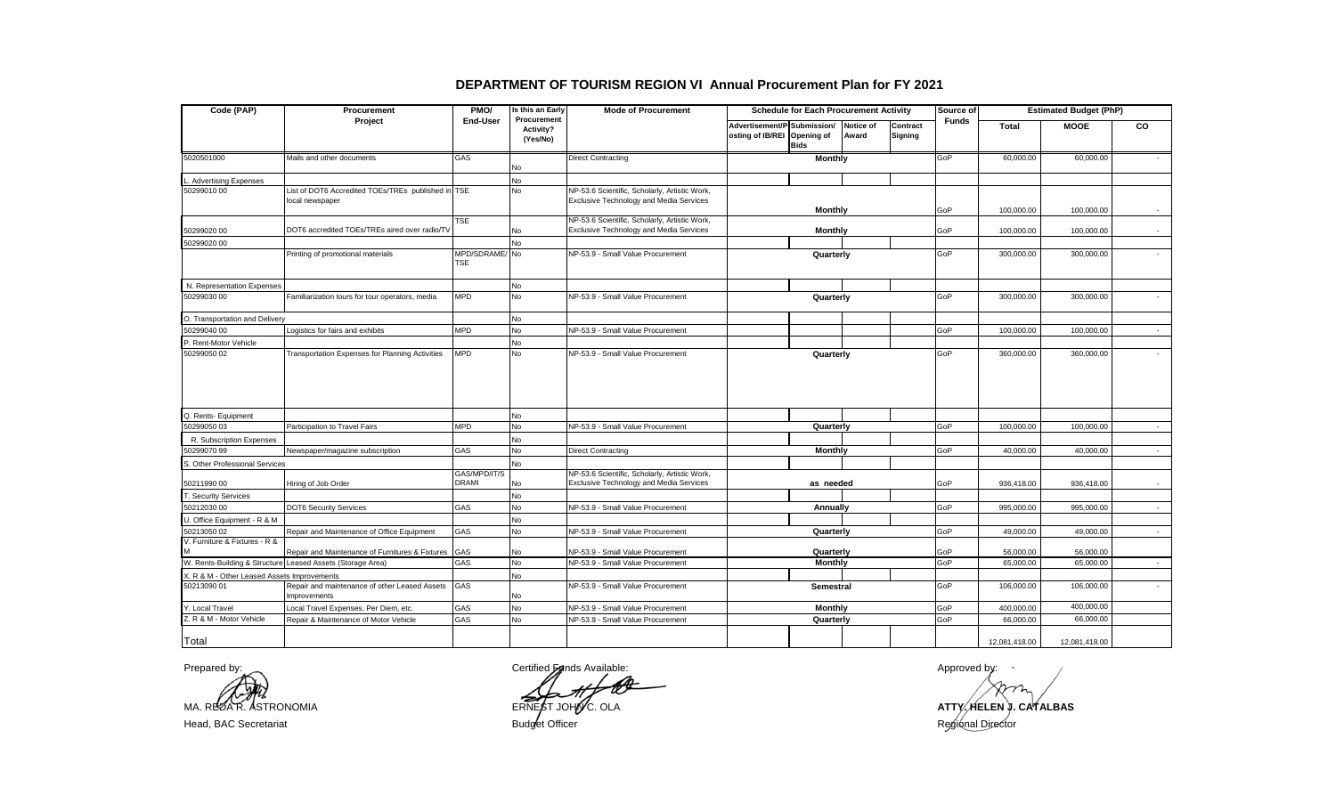# DEPARTMENT OF TOURISM REGION VI Annual Procurement Plan for FY 2021

| Code (PAP) | Procurement Project | PMO/ End-User | Is this an Early Procurement Activity? (Yes/No) | Mode of Procurement | Schedule for Each Procurement Activity | | | | Source of Funds | Estimated Budget (PhP) | | |
|---|---|---|---|---|---|---|---|---|---|---|---|---|
| | | | | | Advertisement/Posting of IB/REI | Submission/ Opening of Bids | Notice of Award | Contract Signing | | Total | MOOE | CO |
| 5020501000 | Mails and other documents | GAS | No | Direct Contracting | Monthly | | | | GoP | 60,000.00 | 60,000.00 | - |
| L. Advertising Expenses | | | No | | | | | | | | | |
| 50299010 00 | List of DOT6 Accredited TOEs/TREs published in local newspaper | TSE | No | NP-53.6 Scientific, Scholarly, Artistic Work, Exclusive Technology and Media Services | Monthly | | | | GoP | 100,000.00 | 100,000.00 | - |
| 50299020 00 | DOT6 accredited TOEs/TREs aired over radio/TV | TSE | No | NP-53.6 Scientific, Scholarly, Artistic Work, Exclusive Technology and Media Services | Monthly | | | | GoP | 100,000.00 | 100,000.00 | - |
| 50299020 00 | | | No | | | | | | | | | |
| | Printing of promotional materials | MPD/SDRAME/ TSE | No | NP-53.9 - Small Value Procurement | Quarterly | | | | GoP | 300,000.00 | 300,000.00 | - |
| N. Representation Expenses | | | No | | | | | | | | | |
| 50299030 00 | Familiarization tours for tour operators, media | MPD | No | NP-53.9 - Small Value Procurement | Quarterly | | | | GoP | 300,000.00 | 300,000.00 | - |
| O. Transportation and Delivery | | | No | | | | | | | | | |
| 50299040 00 | Logistics for fairs and exhibits | MPD | No | NP-53.9 - Small Value Procurement | | | | | GoP | 100,000.00 | 100,000.00 | - |
| P. Rent-Motor Vehicle | | | No | | | | | | | | | |
| 50299050 02 | Transportation Expenses for Planning Activities | MPD | No | NP-53.9 - Small Value Procurement | Quarterly | | | | GoP | 360,000.00 | 360,000.00 | - |
| Q. Rents- Equipment | | | No | | | | | | | | | |
| 50299050 03 | Participation to Travel Fairs | MPD | No | NP-53.9 - Small Value Procurement | Quarterly | | | | GoP | 100,000.00 | 100,000.00 | - |
| R. Subscription Expenses | | | No | | | | | | | | | |
| 50299070 99 | Newspaper/magazine subscription | GAS | No | Direct Contracting | Monthly | | | | GoP | 40,000.00 | 40,000.00 | - |
| S. Other Professional Services | | | No | | | | | | | | | |
| 50211990 00 | Hiring of Job Order | GAS/MPD/IT/SDRAMI | No | NP-53.6 Scientific, Scholarly, Artistic Work, Exclusive Technology and Media Services | as needed | | | | GoP | 936,418.00 | 936,418.00 | - |
| T. Security Services | | | No | | | | | | | | | |
| 50212030 00 | DOT6 Security Services | GAS | No | NP-53.9 - Small Value Procurement | Annually | | | | GoP | 995,000.00 | 995,000.00 | - |
| U. Office Equipment - R & M | | | No | | | | | | | | | |
| 50213050 02 | Repair and Maintenance of Office Equipment | GAS | No | NP-53.9 - Small Value Procurement | Quarterly | | | | GoP | 49,000.00 | 49,000.00 | - |
| V. Furniture & Fixtures - R & M | Repair and Maintenance of Furnitures & Fixtures | GAS | No | NP-53.9 - Small Value Procurement | Quarterly | | | | GoP | 56,000.00 | 56,000.00 | |
| W. Rents-Building & Structure | Leased Assets (Storage Area) | GAS | No | NP-53.9 - Small Value Procurement | Monthly | | | | GoP | 65,000.00 | 65,000.00 | - |
| X. R & M - Other Leased Assets Improvements | | | No | | | | | | | | | |
| 50213090 01 | Repair and maintenance of other Leased Assets Improvements | GAS | No | NP-53.9 - Small Value Procurement | Semestral | | | | GoP | 106,000.00 | 106,000.00 | - |
| Y. Local Travel | Local Travel Expenses, Per Diem, etc. | GAS | No | NP-53.9 - Small Value Procurement | Monthly | | | | GoP | 400,000.00 | 400,000.00 | |
| Z. R & M - Motor Vehicle | Repair & Maintenance of Motor Vehicle | GAS | No | NP-53.9 - Small Value Procurement | Quarterly | | | | GoP | 66,000.00 | 66,000.00 | |
| Total | | | | | | | | | | 12,081,418.00 | 12,081,418.00 | |

Prepared by:

MA. REDA R. ASTRONOMIA
Head, BAC Secretariat

Certified Funds Available:

ERNEST JOHN C. OLA
Budget Officer

Approved by:

**ATTY. HELEN J. CATALBAS**
Regional Director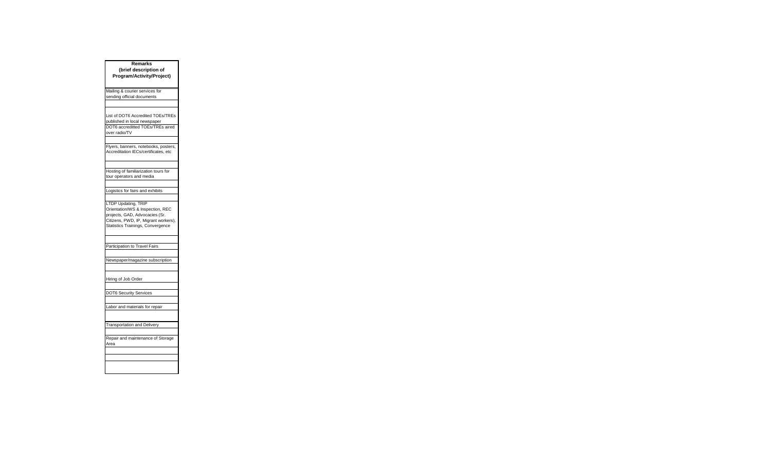| Remarks (brief description of Program/Activity/Project) |
|---|
| Mailing & courier services for sending official documents |
| |
| List of DOT6 Accredited TOEs/TREs published in local newspaper |
| DOT6 accreditted TOEs/TREs aired over radio/TV |
| |
| Flyers, banners, notebooks, posters, Accreditation IECs/certificates, etc |
| |
| Hosting of familiarization tours for tour operators and media |
| |
| Logistics for fairs and exhibits |
| |
| LTDP Updating, TRIP Orientation/WS & Inspection, REC projects, GAD, Advocacies (Sr. Citizens, PWD, IP, Migrant workers), Statistics Trainings, Convergence |
| |
| Participation to Travel Fairs |
| |
| Newspaper/magazine subscription |
| |
| Hiring of Job Order |
| |
| DOT6 Security Services |
| |
| Labor and materials for repair |
| |
| Transportation and Delivery |
| |
| Repair and maintenance of Storage Area |
| |
| |
| |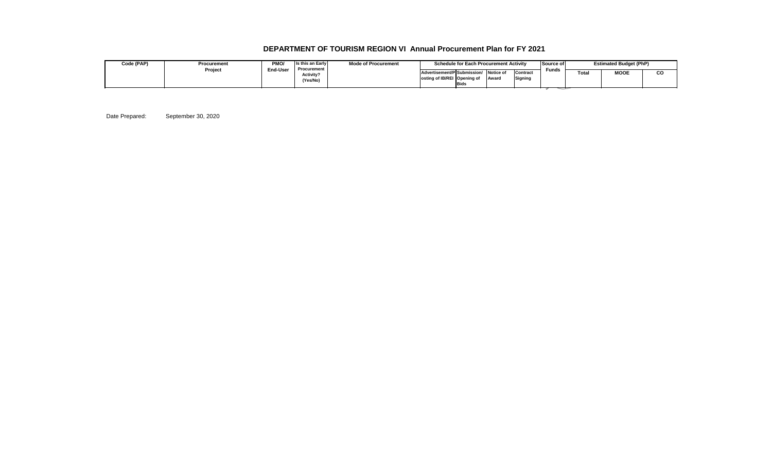# DEPARTMENT OF TOURISM REGION VI Annual Procurement Plan for FY 2021

| Code (PAP) | Procurement Project | PMO/ End-User | Is this an Early Procurement Activity? (Yes/No) | Mode of Procurement | Schedule for Each Procurement Activity | | | | Source of Funds | Estimated Budget (PhP) | | |
|---|---|---|---|---|---|---|---|---|---|---|---|---|
| | | | | | Advertisement/Posting of IB/REI | Submission/ Opening of Bids | Notice of Award | Contract Signing | | Total | MOOE | CO |

Date Prepared: September 30, 2020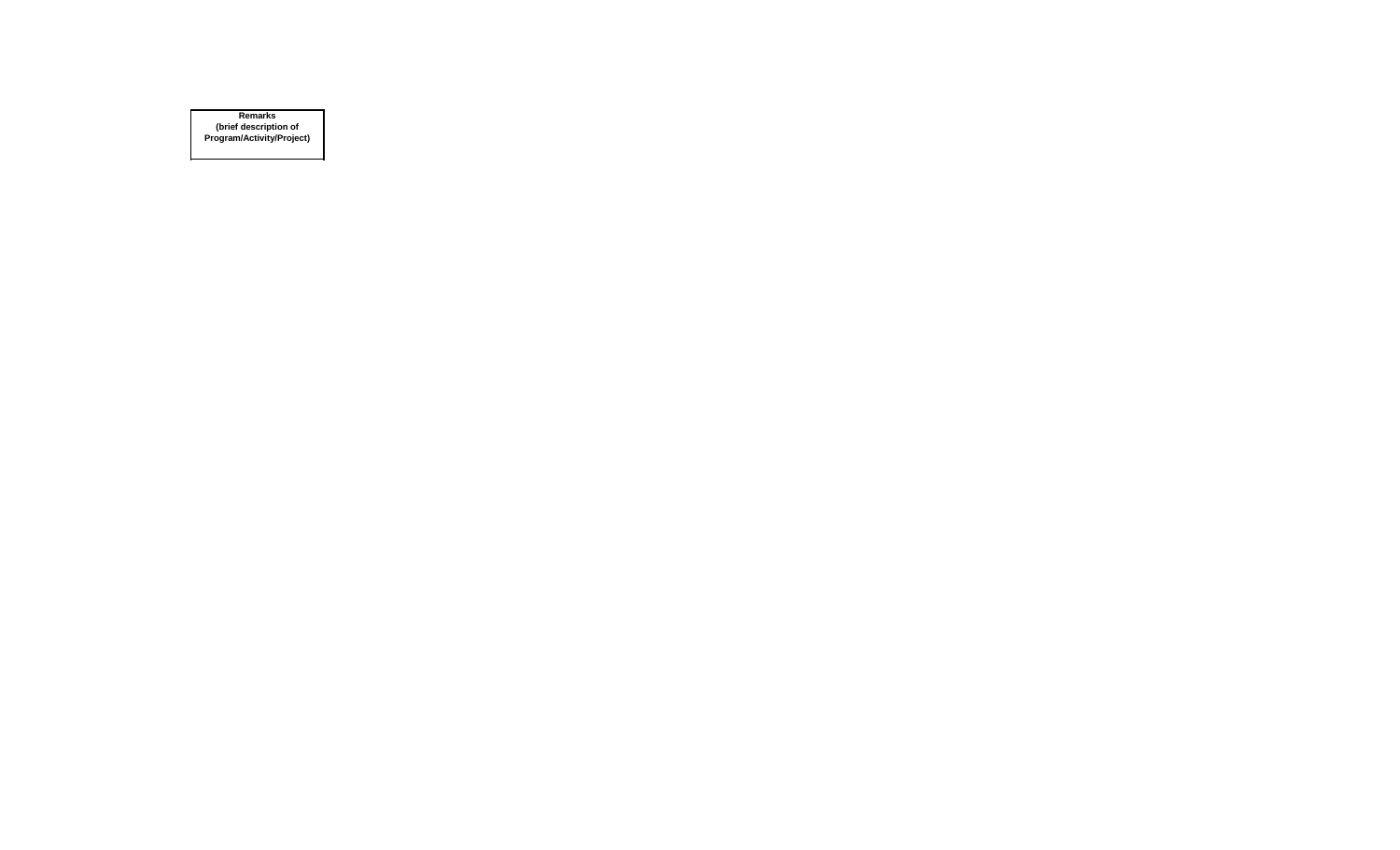| Remarks (brief description of Program/Activity/Project) |
| --- |